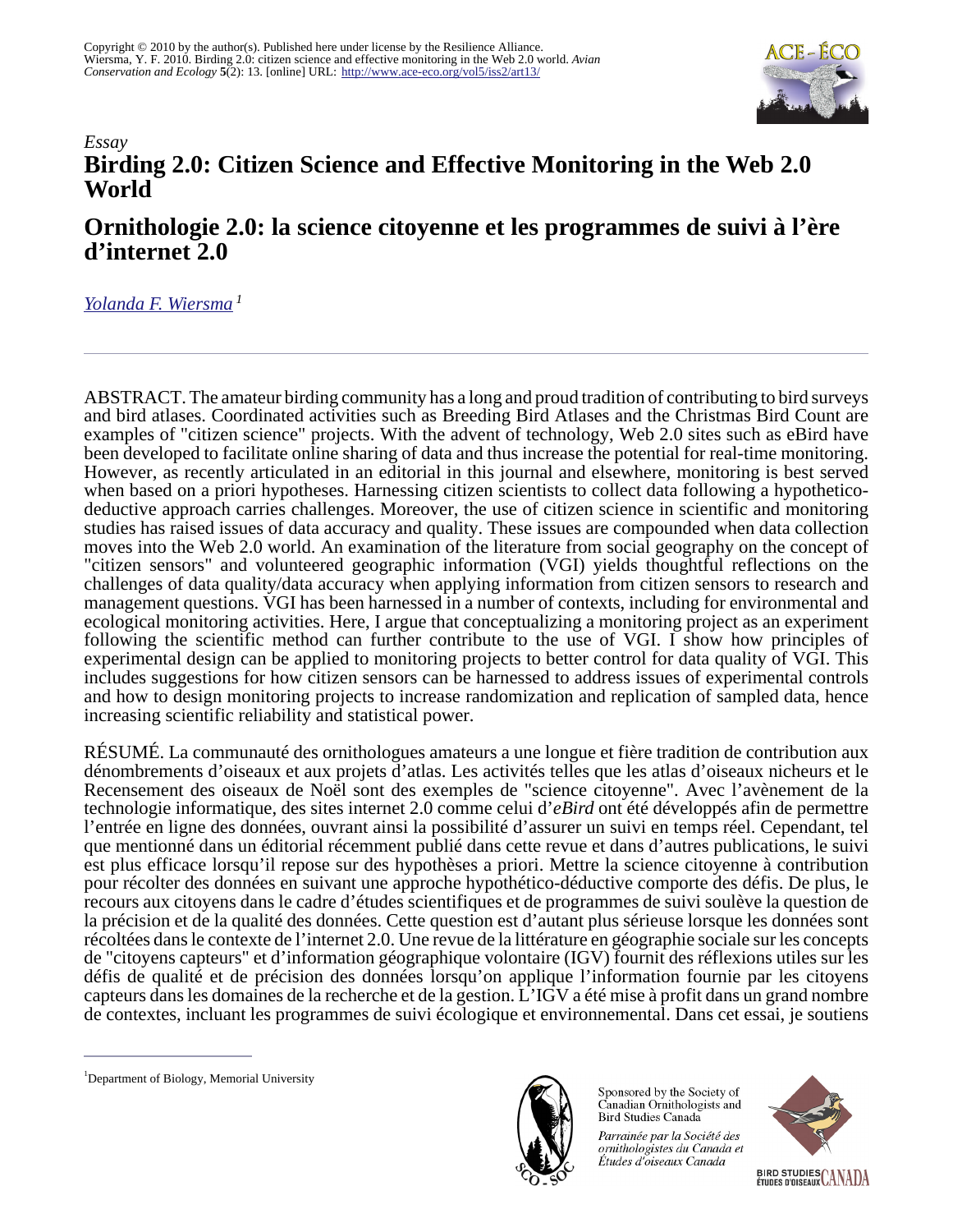*Essay*

# Birding 2.0: Citizen Science and Effective Monitoring in the Web 2.0 World

# Ornithologie 2.0: la science citoyenne et les programmes de suivi à l'ère d'internet 2.0

*Yolanda F. Wiersma* [1]

ABSTRACT. The amateur birding community has a long and proud tradition of contributing to bird surveys and bird atlases. Coordinated activities such as Breeding Bird Atlases and the Christmas Bird Count are examples of "citizen science" projects. With the advent of technology, Web 2.0 sites such as eBird have been developed to facilitate online sharing of data and thus increase the potential for real-time monitoring. However, as recently articulated in an editorial in this journal and elsewhere, monitoring is best served when based on a priori hypotheses. Harnessing citizen scientists to collect data following a hypothetico-deductive approach carries challenges. Moreover, the use of citizen science in scientific and monitoring studies has raised issues of data accuracy and quality. These issues are compounded when data collection moves into the Web 2.0 world. An examination of the literature from social geography on the concept of "citizen sensors" and volunteered geographic information (VGI) yields thoughtful reflections on the challenges of data quality/data accuracy when applying information from citizen sensors to research and management questions. VGI has been harnessed in a number of contexts, including for environmental and ecological monitoring activities. Here, I argue that conceptualizing a monitoring project as an experiment following the scientific method can further contribute to the use of VGI. I show how principles of experimental design can be applied to monitoring projects to better control for data quality of VGI. This includes suggestions for how citizen sensors can be harnessed to address issues of experimental controls and how to design monitoring projects to increase randomization and replication of sampled data, hence increasing scientific reliability and statistical power.

RÉSUMÉ. La communauté des ornithologues amateurs a une longue et fière tradition de contribution aux dénombrements d'oiseaux et aux projets d'atlas. Les activités telles que les atlas d'oiseaux nicheurs et le Recensement des oiseaux de Noël sont des exemples de "science citoyenne". Avec l'avènement de la technologie informatique, des sites internet 2.0 comme celui d'*eBird* ont été développés afin de permettre l'entrée en ligne des données, ouvrant ainsi la possibilité d'assurer un suivi en temps réel. Cependant, tel que mentionné dans un éditorial récemment publié dans cette revue et dans d'autres publications, le suivi est plus efficace lorsqu'il repose sur des hypothèses a priori. Mettre la science citoyenne à contribution pour récolter des données en suivant une approche hypothético-déductive comporte des défis. De plus, le recours aux citoyens dans le cadre d'études scientifiques et de programmes de suivi soulève la question de la précision et de la qualité des données. Cette question est d'autant plus sérieuse lorsque les données sont récoltées dans le contexte de l'internet 2.0. Une revue de la littérature en géographie sociale sur les concepts de "citoyens capteurs" et d'information géographique volontaire (IGV) fournit des réflexions utiles sur les défis de qualité et de précision des données lorsqu'on applique l'information fournie par les citoyens capteurs dans les domaines de la recherche et de la gestion. L'IGV a été mise à profit dans un grand nombre de contextes, incluant les programmes de suivi écologique et environnemental. Dans cet essai, je soutiens

[1] Department of Biology, Memorial University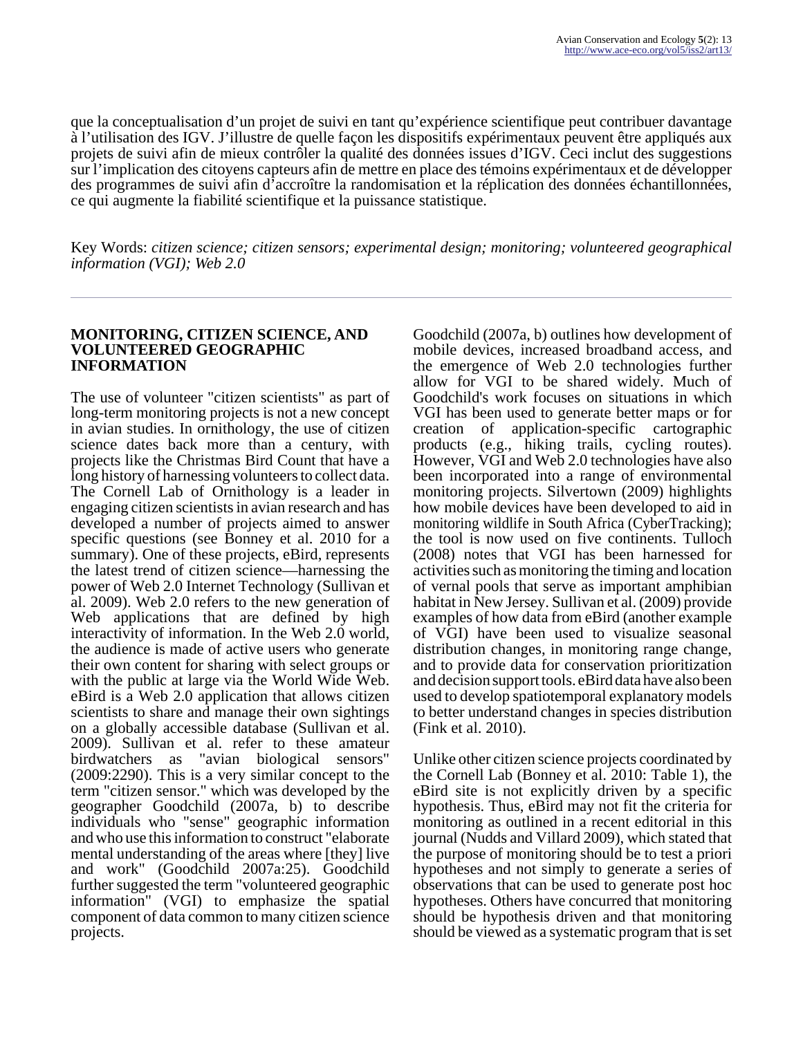que la conceptualisation d'un projet de suivi en tant qu'expérience scientifique peut contribuer davantage à l'utilisation des IGV. J'illustre de quelle façon les dispositifs expérimentaux peuvent être appliqués aux projets de suivi afin de mieux contrôler la qualité des données issues d'IGV. Ceci inclut des suggestions sur l'implication des citoyens capteurs afin de mettre en place des témoins expérimentaux et de développer des programmes de suivi afin d'accroître la randomisation et la réplication des données échantillonnées, ce qui augmente la fiabilité scientifique et la puissance statistique.

Key Words: *citizen science; citizen sensors; experimental design; monitoring; volunteered geographical information (VGI); Web 2.0*

---

## MONITORING, CITIZEN SCIENCE, AND VOLUNTEERED GEOGRAPHIC INFORMATION

The use of volunteer "citizen scientists" as part of long-term monitoring projects is not a new concept in avian studies. In ornithology, the use of citizen science dates back more than a century, with projects like the Christmas Bird Count that have a long history of harnessing volunteers to collect data. The Cornell Lab of Ornithology is a leader in engaging citizen scientists in avian research and has developed a number of projects aimed to answer specific questions (see Bonney et al. 2010 for a summary). One of these projects, eBird, represents the latest trend of citizen science—harnessing the power of Web 2.0 Internet Technology (Sullivan et al. 2009). Web 2.0 refers to the new generation of Web applications that are defined by high interactivity of information. In the Web 2.0 world, the audience is made of active users who generate their own content for sharing with select groups or with the public at large via the World Wide Web. eBird is a Web 2.0 application that allows citizen scientists to share and manage their own sightings on a globally accessible database (Sullivan et al. 2009). Sullivan et al. refer to these amateur birdwatchers as "avian biological sensors" (2009:2290). This is a very similar concept to the term "citizen sensor." which was developed by the geographer Goodchild (2007a, b) to describe individuals who "sense" geographic information and who use this information to construct "elaborate mental understanding of the areas where [they] live and work" (Goodchild 2007a:25). Goodchild further suggested the term "volunteered geographic information" (VGI) to emphasize the spatial component of data common to many citizen science projects.

Goodchild (2007a, b) outlines how development of mobile devices, increased broadband access, and the emergence of Web 2.0 technologies further allow for VGI to be shared widely. Much of Goodchild's work focuses on situations in which VGI has been used to generate better maps or for creation of application-specific cartographic products (e.g., hiking trails, cycling routes). However, VGI and Web 2.0 technologies have also been incorporated into a range of environmental monitoring projects. Silvertown (2009) highlights how mobile devices have been developed to aid in monitoring wildlife in South Africa (CyberTracking); the tool is now used on five continents. Tulloch (2008) notes that VGI has been harnessed for activities such as monitoring the timing and location of vernal pools that serve as important amphibian habitat in New Jersey. Sullivan et al. (2009) provide examples of how data from eBird (another example of VGI) have been used to visualize seasonal distribution changes, in monitoring range change, and to provide data for conservation prioritization and decision support tools. eBird data have also been used to develop spatiotemporal explanatory models to better understand changes in species distribution (Fink et al. 2010).

Unlike other citizen science projects coordinated by the Cornell Lab (Bonney et al. 2010: Table 1), the eBird site is not explicitly driven by a specific hypothesis. Thus, eBird may not fit the criteria for monitoring as outlined in a recent editorial in this journal (Nudds and Villard 2009), which stated that the purpose of monitoring should be to test a priori hypotheses and not simply to generate a series of observations that can be used to generate post hoc hypotheses. Others have concurred that monitoring should be hypothesis driven and that monitoring should be viewed as a systematic program that is set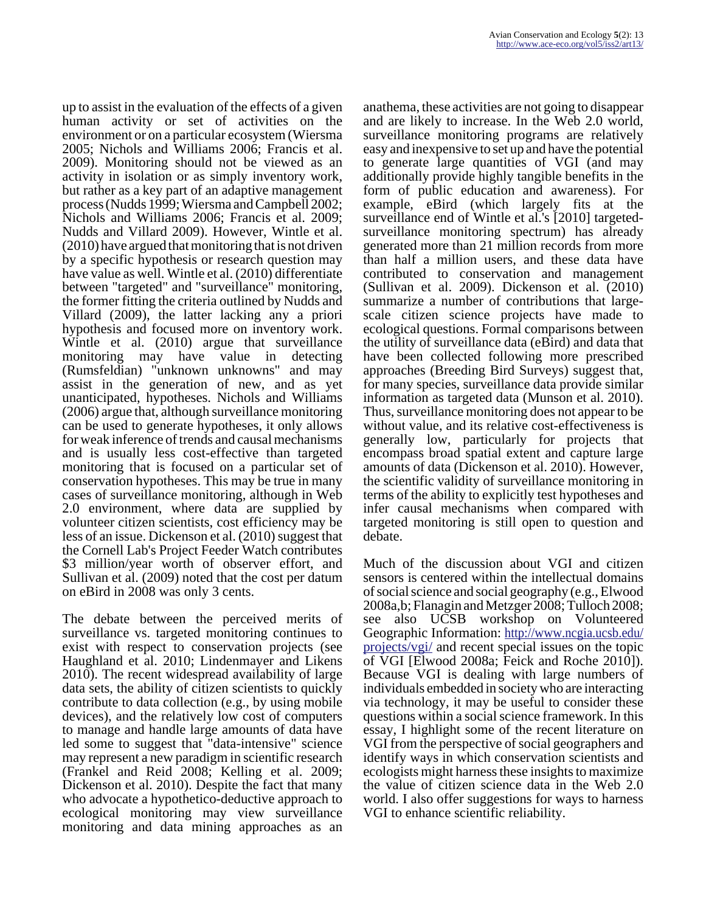up to assist in the evaluation of the effects of a given human activity or set of activities on the environment or on a particular ecosystem (Wiersma 2005; Nichols and Williams 2006; Francis et al. 2009). Monitoring should not be viewed as an activity in isolation or as simply inventory work, but rather as a key part of an adaptive management process (Nudds 1999; Wiersma and Campbell 2002; Nichols and Williams 2006; Francis et al. 2009; Nudds and Villard 2009). However, Wintle et al. (2010) have argued that monitoring that is not driven by a specific hypothesis or research question may have value as well. Wintle et al. (2010) differentiate between "targeted" and "surveillance" monitoring, the former fitting the criteria outlined by Nudds and Villard (2009), the latter lacking any a priori hypothesis and focused more on inventory work. Wintle et al. (2010) argue that surveillance monitoring may have value in detecting (Rumsfeldian) "unknown unknowns" and may assist in the generation of new, and as yet unanticipated, hypotheses. Nichols and Williams (2006) argue that, although surveillance monitoring can be used to generate hypotheses, it only allows for weak inference of trends and causal mechanisms and is usually less cost-effective than targeted monitoring that is focused on a particular set of conservation hypotheses. This may be true in many cases of surveillance monitoring, although in Web 2.0 environment, where data are supplied by volunteer citizen scientists, cost efficiency may be less of an issue. Dickenson et al. (2010) suggest that the Cornell Lab's Project Feeder Watch contributes $3 million/year worth of observer effort, and Sullivan et al. (2009) noted that the cost per datum on eBird in 2008 was only 3 cents.

The debate between the perceived merits of surveillance vs. targeted monitoring continues to exist with respect to conservation projects (see Haughland et al. 2010; Lindenmayer and Likens 2010). The recent widespread availability of large data sets, the ability of citizen scientists to quickly contribute to data collection (e.g., by using mobile devices), and the relatively low cost of computers to manage and handle large amounts of data have led some to suggest that "data-intensive" science may represent a new paradigm in scientific research (Frankel and Reid 2008; Kelling et al. 2009; Dickenson et al. 2010). Despite the fact that many who advocate a hypothetico-deductive approach to ecological monitoring may view surveillance monitoring and data mining approaches as an anathema, these activities are not going to disappear and are likely to increase. In the Web 2.0 world, surveillance monitoring programs are relatively easy and inexpensive to set up and have the potential to generate large quantities of VGI (and may additionally provide highly tangible benefits in the form of public education and awareness). For example, eBird (which largely fits at the surveillance end of Wintle et al.'s [2010] targeted-surveillance monitoring spectrum) has already generated more than 21 million records from more than half a million users, and these data have contributed to conservation and management (Sullivan et al. 2009). Dickenson et al. (2010) summarize a number of contributions that large-scale citizen science projects have made to ecological questions. Formal comparisons between the utility of surveillance data (eBird) and data that have been collected following more prescribed approaches (Breeding Bird Surveys) suggest that, for many species, surveillance data provide similar information as targeted data (Munson et al. 2010). Thus, surveillance monitoring does not appear to be without value, and its relative cost-effectiveness is generally low, particularly for projects that encompass broad spatial extent and capture large amounts of data (Dickenson et al. 2010). However, the scientific validity of surveillance monitoring in terms of the ability to explicitly test hypotheses and infer causal mechanisms when compared with targeted monitoring is still open to question and debate.

Much of the discussion about VGI and citizen sensors is centered within the intellectual domains of social science and social geography (e.g., Elwood 2008a,b; Flanagin and Metzger 2008; Tulloch 2008; see also UCSB workshop on Volunteered Geographic Information: http://www.ncgia.ucsb.edu/projects/vgi/ and recent special issues on the topic of VGI [Elwood 2008a; Feick and Roche 2010]). Because VGI is dealing with large numbers of individuals embedded in society who are interacting via technology, it may be useful to consider these questions within a social science framework. In this essay, I highlight some of the recent literature on VGI from the perspective of social geographers and identify ways in which conservation scientists and ecologists might harness these insights to maximize the value of citizen science data in the Web 2.0 world. I also offer suggestions for ways to harness VGI to enhance scientific reliability.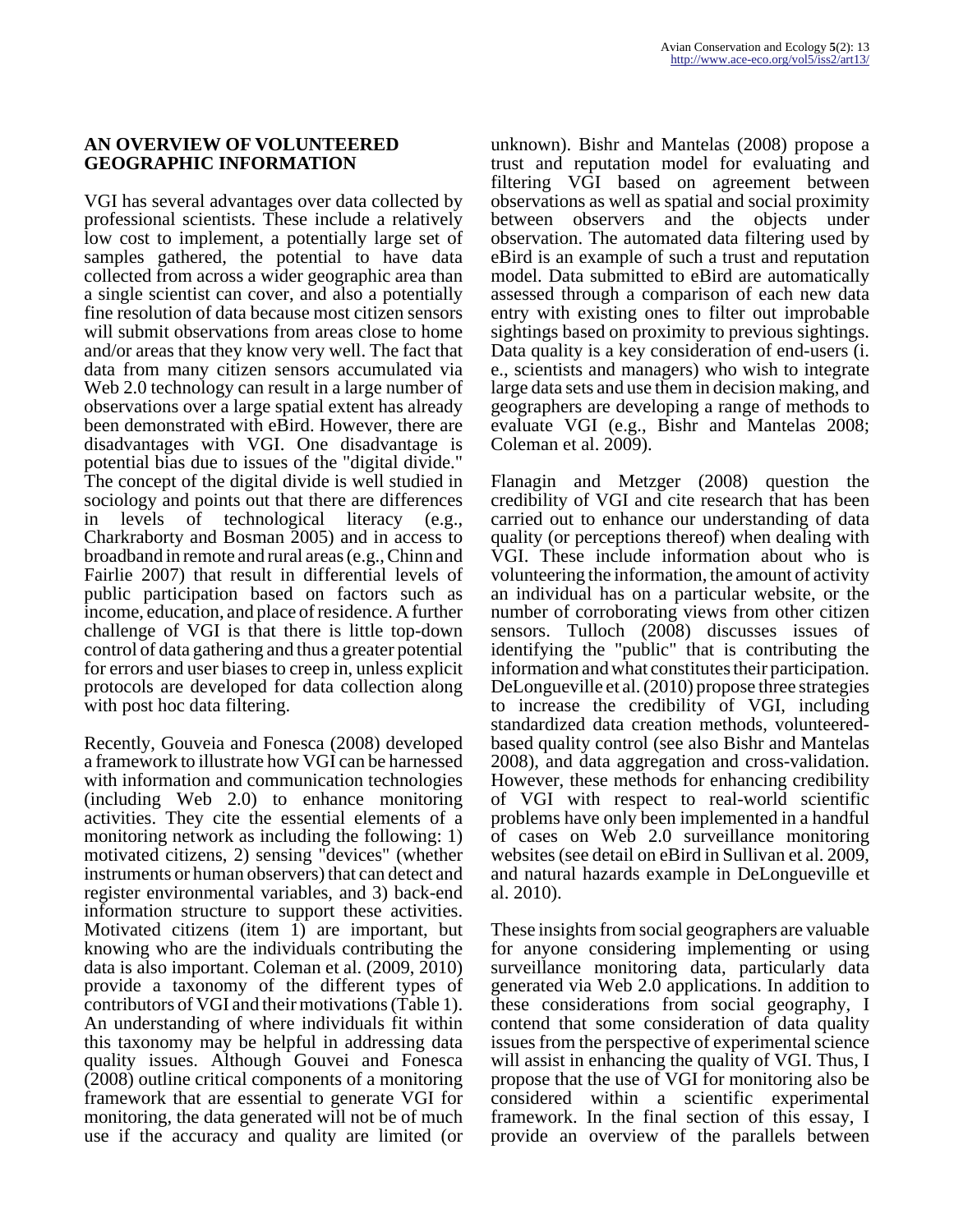## AN OVERVIEW OF VOLUNTEERED GEOGRAPHIC INFORMATION

VGI has several advantages over data collected by professional scientists. These include a relatively low cost to implement, a potentially large set of samples gathered, the potential to have data collected from across a wider geographic area than a single scientist can cover, and also a potentially fine resolution of data because most citizen sensors will submit observations from areas close to home and/or areas that they know very well. The fact that data from many citizen sensors accumulated via Web 2.0 technology can result in a large number of observations over a large spatial extent has already been demonstrated with eBird. However, there are disadvantages with VGI. One disadvantage is potential bias due to issues of the "digital divide." The concept of the digital divide is well studied in sociology and points out that there are differences in levels of technological literacy (e.g., Charkraborty and Bosman 2005) and in access to broadband in remote and rural areas (e.g., Chinn and Fairlie 2007) that result in differential levels of public participation based on factors such as income, education, and place of residence. A further challenge of VGI is that there is little top-down control of data gathering and thus a greater potential for errors and user biases to creep in, unless explicit protocols are developed for data collection along with post hoc data filtering.

Recently, Gouveia and Fonesca (2008) developed a framework to illustrate how VGI can be harnessed with information and communication technologies (including Web 2.0) to enhance monitoring activities. They cite the essential elements of a monitoring network as including the following: 1) motivated citizens, 2) sensing "devices" (whether instruments or human observers) that can detect and register environmental variables, and 3) back-end information structure to support these activities. Motivated citizens (item 1) are important, but knowing who are the individuals contributing the data is also important. Coleman et al. (2009, 2010) provide a taxonomy of the different types of contributors of VGI and their motivations (Table 1). An understanding of where individuals fit within this taxonomy may be helpful in addressing data quality issues. Although Gouvei and Fonesca (2008) outline critical components of a monitoring framework that are essential to generate VGI for monitoring, the data generated will not be of much use if the accuracy and quality are limited (or unknown). Bishr and Mantelas (2008) propose a trust and reputation model for evaluating and filtering VGI based on agreement between observations as well as spatial and social proximity between observers and the objects under observation. The automated data filtering used by eBird is an example of such a trust and reputation model. Data submitted to eBird are automatically assessed through a comparison of each new data entry with existing ones to filter out improbable sightings based on proximity to previous sightings. Data quality is a key consideration of end-users (i. e., scientists and managers) who wish to integrate large data sets and use them in decision making, and geographers are developing a range of methods to evaluate VGI (e.g., Bishr and Mantelas 2008; Coleman et al. 2009).

Flanagin and Metzger (2008) question the credibility of VGI and cite research that has been carried out to enhance our understanding of data quality (or perceptions thereof) when dealing with VGI. These include information about who is volunteering the information, the amount of activity an individual has on a particular website, or the number of corroborating views from other citizen sensors. Tulloch (2008) discusses issues of identifying the "public" that is contributing the information and what constitutes their participation. DeLongueville et al. (2010) propose three strategies to increase the credibility of VGI, including standardized data creation methods, volunteered-based quality control (see also Bishr and Mantelas 2008), and data aggregation and cross-validation. However, these methods for enhancing credibility of VGI with respect to real-world scientific problems have only been implemented in a handful of cases on Web 2.0 surveillance monitoring websites (see detail on eBird in Sullivan et al. 2009, and natural hazards example in DeLongueville et al. 2010).

These insights from social geographers are valuable for anyone considering implementing or using surveillance monitoring data, particularly data generated via Web 2.0 applications. In addition to these considerations from social geography, I contend that some consideration of data quality issues from the perspective of experimental science will assist in enhancing the quality of VGI. Thus, I propose that the use of VGI for monitoring also be considered within a scientific experimental framework. In the final section of this essay, I provide an overview of the parallels between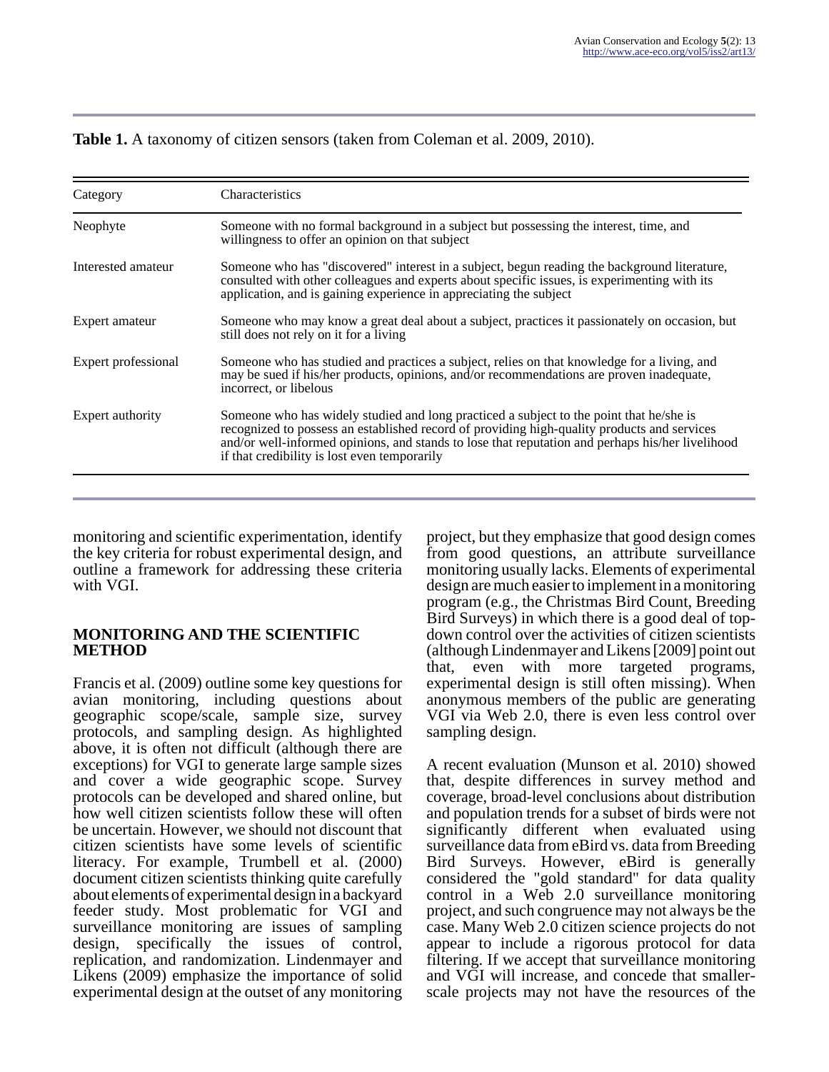**Table 1.** A taxonomy of citizen sensors (taken from Coleman et al. 2009, 2010).

| Category | Characteristics |
|---|---|
| Neophyte | Someone with no formal background in a subject but possessing the interest, time, and willingness to offer an opinion on that subject |
| Interested amateur | Someone who has "discovered" interest in a subject, begun reading the background literature, consulted with other colleagues and experts about specific issues, is experimenting with its application, and is gaining experience in appreciating the subject |
| Expert amateur | Someone who may know a great deal about a subject, practices it passionately on occasion, but still does not rely on it for a living |
| Expert professional | Someone who has studied and practices a subject, relies on that knowledge for a living, and may be sued if his/her products, opinions, and/or recommendations are proven inadequate, incorrect, or libelous |
| Expert authority | Someone who has widely studied and long practiced a subject to the point that he/she is recognized to possess an established record of providing high-quality products and services and/or well-informed opinions, and stands to lose that reputation and perhaps his/her livelihood if that credibility is lost even temporarily |

monitoring and scientific experimentation, identify the key criteria for robust experimental design, and outline a framework for addressing these criteria with VGI.

## MONITORING AND THE SCIENTIFIC METHOD

Francis et al. (2009) outline some key questions for avian monitoring, including questions about geographic scope/scale, sample size, survey protocols, and sampling design. As highlighted above, it is often not difficult (although there are exceptions) for VGI to generate large sample sizes and cover a wide geographic scope. Survey protocols can be developed and shared online, but how well citizen scientists follow these will often be uncertain. However, we should not discount that citizen scientists have some levels of scientific literacy. For example, Trumbell et al. (2000) document citizen scientists thinking quite carefully about elements of experimental design in a backyard feeder study. Most problematic for VGI and surveillance monitoring are issues of sampling design, specifically the issues of control, replication, and randomization. Lindenmayer and Likens (2009) emphasize the importance of solid experimental design at the outset of any monitoring project, but they emphasize that good design comes from good questions, an attribute surveillance monitoring usually lacks. Elements of experimental design are much easier to implement in a monitoring program (e.g., the Christmas Bird Count, Breeding Bird Surveys) in which there is a good deal of top-down control over the activities of citizen scientists (although Lindenmayer and Likens [2009] point out that, even with more targeted programs, experimental design is still often missing). When anonymous members of the public are generating VGI via Web 2.0, there is even less control over sampling design.

A recent evaluation (Munson et al. 2010) showed that, despite differences in survey method and coverage, broad-level conclusions about distribution and population trends for a subset of birds were not significantly different when evaluated using surveillance data from eBird vs. data from Breeding Bird Surveys. However, eBird is generally considered the "gold standard" for data quality control in a Web 2.0 surveillance monitoring project, and such congruence may not always be the case. Many Web 2.0 citizen science projects do not appear to include a rigorous protocol for data filtering. If we accept that surveillance monitoring and VGI will increase, and concede that smaller-scale projects may not have the resources of the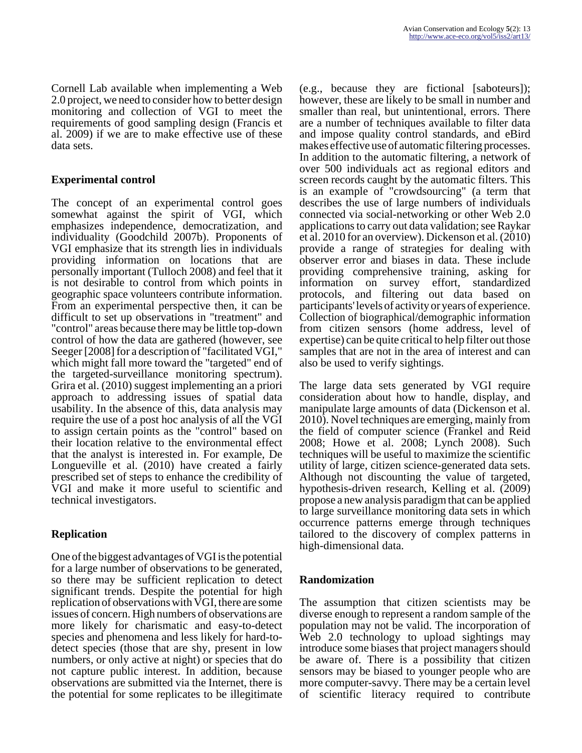Cornell Lab available when implementing a Web 2.0 project, we need to consider how to better design monitoring and collection of VGI to meet the requirements of good sampling design (Francis et al. 2009) if we are to make effective use of these data sets.

## Experimental control

The concept of an experimental control goes somewhat against the spirit of VGI, which emphasizes independence, democratization, and individuality (Goodchild 2007b). Proponents of VGI emphasize that its strength lies in individuals providing information on locations that are personally important (Tulloch 2008) and feel that it is not desirable to control from which points in geographic space volunteers contribute information. From an experimental perspective then, it can be difficult to set up observations in "treatment" and "control" areas because there may be little top-down control of how the data are gathered (however, see Seeger [2008] for a description of "facilitated VGI," which might fall more toward the "targeted" end of the targeted-surveillance monitoring spectrum). Grira et al. (2010) suggest implementing an a priori approach to addressing issues of spatial data usability. In the absence of this, data analysis may require the use of a post hoc analysis of all the VGI to assign certain points as the "control" based on their location relative to the environmental effect that the analyst is interested in. For example, De Longueville et al. (2010) have created a fairly prescribed set of steps to enhance the credibility of VGI and make it more useful to scientific and technical investigators.

## Replication

One of the biggest advantages of VGI is the potential for a large number of observations to be generated, so there may be sufficient replication to detect significant trends. Despite the potential for high replication of observations with VGI, there are some issues of concern. High numbers of observations are more likely for charismatic and easy-to-detect species and phenomena and less likely for hard-to-detect species (those that are shy, present in low numbers, or only active at night) or species that do not capture public interest. In addition, because observations are submitted via the Internet, there is the potential for some replicates to be illegitimate (e.g., because they are fictional [saboteurs]); however, these are likely to be small in number and smaller than real, but unintentional, errors. There are a number of techniques available to filter data and impose quality control standards, and eBird makes effective use of automatic filtering processes. In addition to the automatic filtering, a network of over 500 individuals act as regional editors and screen records caught by the automatic filters. This is an example of "crowdsourcing" (a term that describes the use of large numbers of individuals connected via social-networking or other Web 2.0 applications to carry out data validation; see Raykar et al. 2010 for an overview). Dickenson et al. (2010) provide a range of strategies for dealing with observer error and biases in data. These include providing comprehensive training, asking for information on survey effort, standardized protocols, and filtering out data based on participants' levels of activity or years of experience. Collection of biographical/demographic information from citizen sensors (home address, level of expertise) can be quite critical to help filter out those samples that are not in the area of interest and can also be used to verify sightings.

The large data sets generated by VGI require consideration about how to handle, display, and manipulate large amounts of data (Dickenson et al. 2010). Novel techniques are emerging, mainly from the field of computer science (Frankel and Reid 2008; Howe et al. 2008; Lynch 2008). Such techniques will be useful to maximize the scientific utility of large, citizen science-generated data sets. Although not discounting the value of targeted, hypothesis-driven research, Kelling et al. (2009) propose a new analysis paradigm that can be applied to large surveillance monitoring data sets in which occurrence patterns emerge through techniques tailored to the discovery of complex patterns in high-dimensional data.

## Randomization

The assumption that citizen scientists may be diverse enough to represent a random sample of the population may not be valid. The incorporation of Web 2.0 technology to upload sightings may introduce some biases that project managers should be aware of. There is a possibility that citizen sensors may be biased to younger people who are more computer-savvy. There may be a certain level of scientific literacy required to contribute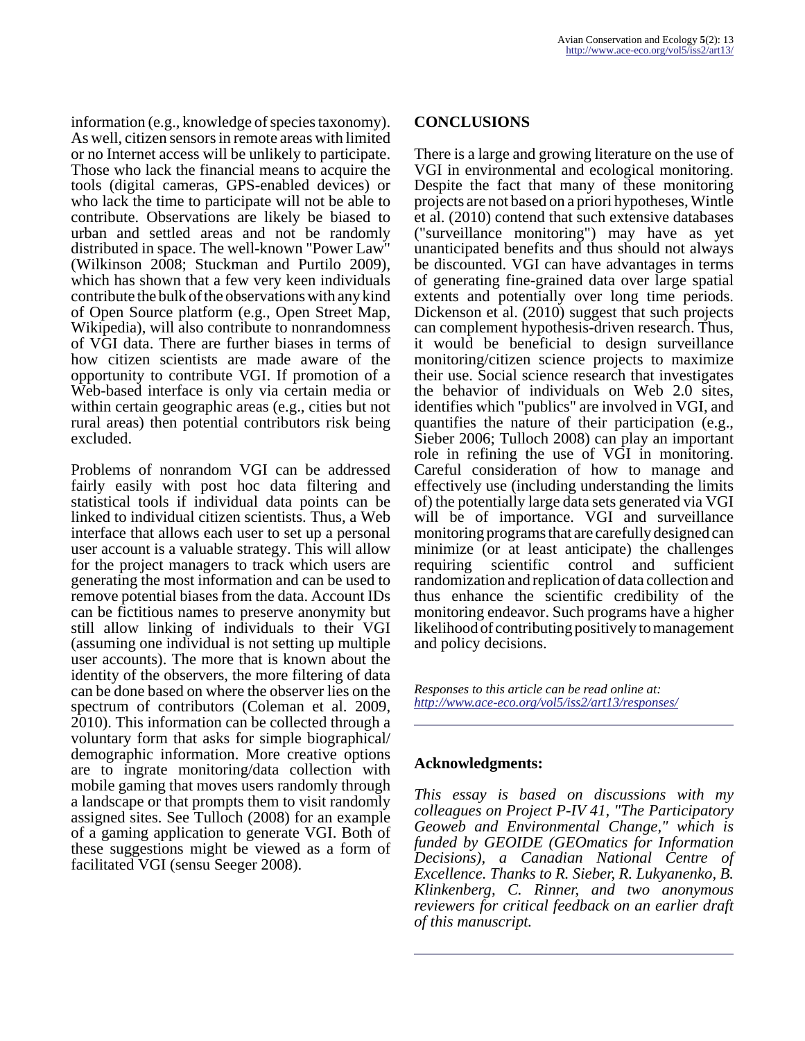information (e.g., knowledge of species taxonomy). As well, citizen sensors in remote areas with limited or no Internet access will be unlikely to participate. Those who lack the financial means to acquire the tools (digital cameras, GPS-enabled devices) or who lack the time to participate will not be able to contribute. Observations are likely be biased to urban and settled areas and not be randomly distributed in space. The well-known "Power Law" (Wilkinson 2008; Stuckman and Purtilo 2009), which has shown that a few very keen individuals contribute the bulk of the observations with any kind of Open Source platform (e.g., Open Street Map, Wikipedia), will also contribute to nonrandomness of VGI data. There are further biases in terms of how citizen scientists are made aware of the opportunity to contribute VGI. If promotion of a Web-based interface is only via certain media or within certain geographic areas (e.g., cities but not rural areas) then potential contributors risk being excluded.

Problems of nonrandom VGI can be addressed fairly easily with post hoc data filtering and statistical tools if individual data points can be linked to individual citizen scientists. Thus, a Web interface that allows each user to set up a personal user account is a valuable strategy. This will allow for the project managers to track which users are generating the most information and can be used to remove potential biases from the data. Account IDs can be fictitious names to preserve anonymity but still allow linking of individuals to their VGI (assuming one individual is not setting up multiple user accounts). The more that is known about the identity of the observers, the more filtering of data can be done based on where the observer lies on the spectrum of contributors (Coleman et al. 2009, 2010). This information can be collected through a voluntary form that asks for simple biographical/ demographic information. More creative options are to ingrate monitoring/data collection with mobile gaming that moves users randomly through a landscape or that prompts them to visit randomly assigned sites. See Tulloch (2008) for an example of a gaming application to generate VGI. Both of these suggestions might be viewed as a form of facilitated VGI (sensu Seeger 2008).

## CONCLUSIONS

There is a large and growing literature on the use of VGI in environmental and ecological monitoring. Despite the fact that many of these monitoring projects are not based on a priori hypotheses, Wintle et al. (2010) contend that such extensive databases ("surveillance monitoring") may have as yet unanticipated benefits and thus should not always be discounted. VGI can have advantages in terms of generating fine-grained data over large spatial extents and potentially over long time periods. Dickenson et al. (2010) suggest that such projects can complement hypothesis-driven research. Thus, it would be beneficial to design surveillance monitoring/citizen science projects to maximize their use. Social science research that investigates the behavior of individuals on Web 2.0 sites, identifies which "publics" are involved in VGI, and quantifies the nature of their participation (e.g., Sieber 2006; Tulloch 2008) can play an important role in refining the use of VGI in monitoring. Careful consideration of how to manage and effectively use (including understanding the limits of) the potentially large data sets generated via VGI will be of importance. VGI and surveillance monitoring programs that are carefully designed can minimize (or at least anticipate) the challenges requiring scientific control and sufficient randomization and replication of data collection and thus enhance the scientific credibility of the monitoring endeavor. Such programs have a higher likelihood of contributing positively to management and policy decisions.

*Responses to this article can be read online at:*
*http://www.ace-eco.org/vol5/iss2/art13/responses/*

---

**Acknowledgments:**

*This essay is based on discussions with my colleagues on Project P-IV 41, "The Participatory Geoweb and Environmental Change," which is funded by GEOIDE (GEOmatics for Information Decisions), a Canadian National Centre of Excellence. Thanks to R. Sieber, R. Lukyanenko, B. Klinkenberg, C. Rinner, and two anonymous reviewers for critical feedback on an earlier draft of this manuscript.*

---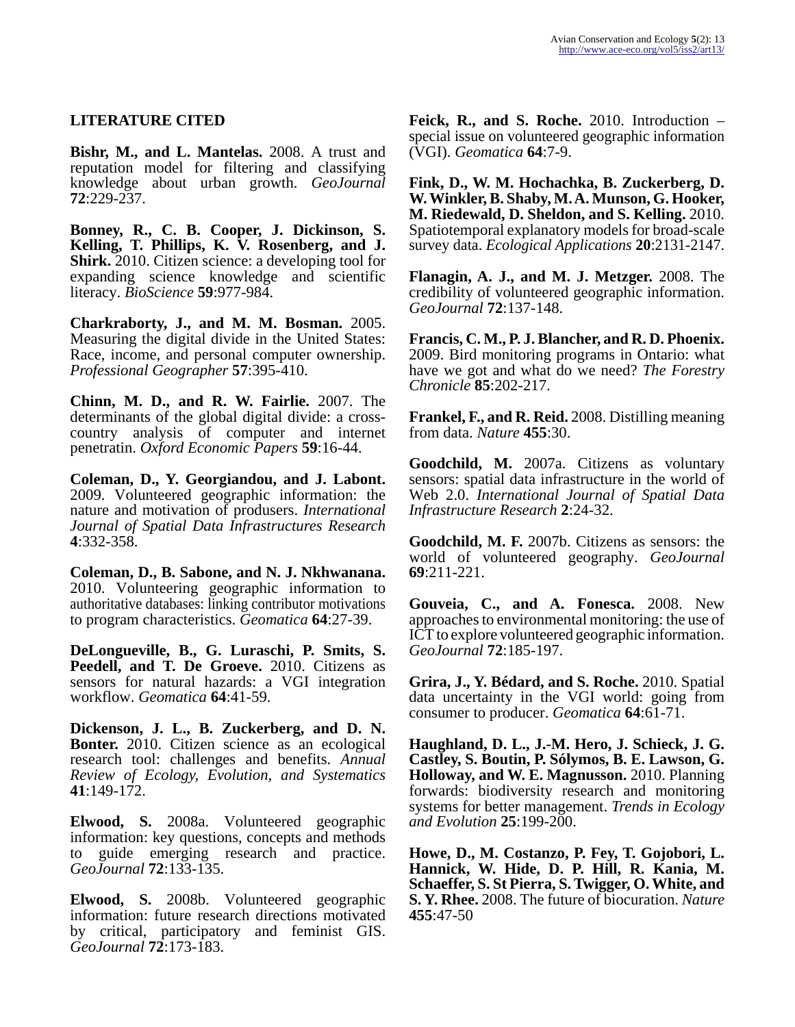## LITERATURE CITED

**Bishr, M., and L. Mantelas.** 2008. A trust and reputation model for filtering and classifying knowledge about urban growth. *GeoJournal* **72**:229-237.

**Bonney, R., C. B. Cooper, J. Dickinson, S. Kelling, T. Phillips, K. V. Rosenberg, and J. Shirk.** 2010. Citizen science: a developing tool for expanding science knowledge and scientific literacy. *BioScience* **59**:977-984.

**Charkraborty, J., and M. M. Bosman.** 2005. Measuring the digital divide in the United States: Race, income, and personal computer ownership. *Professional Geographer* **57**:395-410.

**Chinn, M. D., and R. W. Fairlie.** 2007. The determinants of the global digital divide: a cross-country analysis of computer and internet penetratin. *Oxford Economic Papers* **59**:16-44.

**Coleman, D., Y. Georgiandou, and J. Labont.** 2009. Volunteered geographic information: the nature and motivation of produsers. *International Journal of Spatial Data Infrastructures Research* **4**:332-358.

**Coleman, D., B. Sabone, and N. J. Nkhwanana.** 2010. Volunteering geographic information to authoritative databases: linking contributor motivations to program characteristics. *Geomatica* **64**:27-39.

**DeLongueville, B., G. Luraschi, P. Smits, S. Peedell, and T. De Groeve.** 2010. Citizens as sensors for natural hazards: a VGI integration workflow. *Geomatica* **64**:41-59.

**Dickenson, J. L., B. Zuckerberg, and D. N. Bonter.** 2010. Citizen science as an ecological research tool: challenges and benefits. *Annual Review of Ecology, Evolution, and Systematics* **41**:149-172.

**Elwood, S.** 2008a. Volunteered geographic information: key questions, concepts and methods to guide emerging research and practice. *GeoJournal* **72**:133-135.

**Elwood, S.** 2008b. Volunteered geographic information: future research directions motivated by critical, participatory and feminist GIS. *GeoJournal* **72**:173-183.

**Feick, R., and S. Roche.** 2010. Introduction – special issue on volunteered geographic information (VGI). *Geomatica* **64**:7-9.

**Fink, D., W. M. Hochachka, B. Zuckerberg, D. W. Winkler, B. Shaby, M. A. Munson, G. Hooker, M. Riedewald, D. Sheldon, and S. Kelling.** 2010. Spatiotemporal explanatory models for broad-scale survey data. *Ecological Applications* **20**:2131-2147.

**Flanagin, A. J., and M. J. Metzger.** 2008. The credibility of volunteered geographic information. *GeoJournal* **72**:137-148.

**Francis, C. M., P. J. Blancher, and R. D. Phoenix.** 2009. Bird monitoring programs in Ontario: what have we got and what do we need? *The Forestry Chronicle* **85**:202-217.

**Frankel, F., and R. Reid.** 2008. Distilling meaning from data. *Nature* **455**:30.

**Goodchild, M.** 2007a. Citizens as voluntary sensors: spatial data infrastructure in the world of Web 2.0. *International Journal of Spatial Data Infrastructure Research* **2**:24-32.

**Goodchild, M. F.** 2007b. Citizens as sensors: the world of volunteered geography. *GeoJournal* **69**:211-221.

**Gouveia, C., and A. Fonesca.** 2008. New approaches to environmental monitoring: the use of ICT to explore volunteered geographic information. *GeoJournal* **72**:185-197.

**Grira, J., Y. Bédard, and S. Roche.** 2010. Spatial data uncertainty in the VGI world: going from consumer to producer. *Geomatica* **64**:61-71.

**Haughland, D. L., J.-M. Hero, J. Schieck, J. G. Castley, S. Boutin, P. Sólymos, B. E. Lawson, G. Holloway, and W. E. Magnusson.** 2010. Planning forwards: biodiversity research and monitoring systems for better management. *Trends in Ecology and Evolution* **25**:199-200.

**Howe, D., M. Costanzo, P. Fey, T. Gojobori, L. Hannick, W. Hide, D. P. Hill, R. Kania, M. Schaeffer, S. St Pierra, S. Twigger, O. White, and S. Y. Rhee.** 2008. The future of biocuration. *Nature* **455**:47-50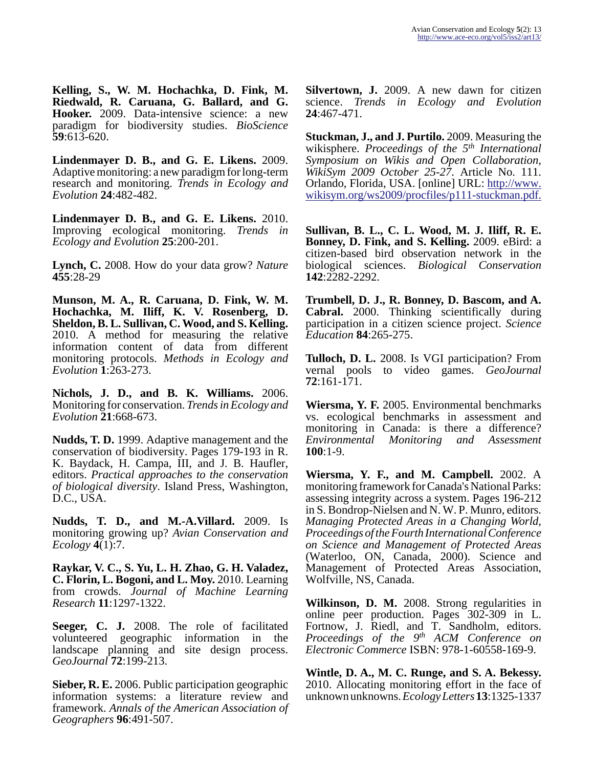**Kelling, S., W. M. Hochachka, D. Fink, M. Riedwald, R. Caruana, G. Ballard, and G. Hooker.** 2009. Data-intensive science: a new paradigm for biodiversity studies. *BioScience* **59**:613-620.

**Lindenmayer D. B., and G. E. Likens.** 2009. Adaptive monitoring: a new paradigm for long-term research and monitoring. *Trends in Ecology and Evolution* **24**:482-482.

**Lindenmayer D. B., and G. E. Likens.** 2010. Improving ecological monitoring. *Trends in Ecology and Evolution* **25**:200-201.

**Lynch, C.** 2008. How do your data grow? *Nature* **455**:28-29

**Munson, M. A., R. Caruana, D. Fink, W. M. Hochachka, M. Iliff, K. V. Rosenberg, D. Sheldon, B. L. Sullivan, C. Wood, and S. Kelling.** 2010. A method for measuring the relative information content of data from different monitoring protocols. *Methods in Ecology and Evolution* **1**:263-273.

**Nichols, J. D., and B. K. Williams.** 2006. Monitoring for conservation. *Trends in Ecology and Evolution* **21**:668-673.

**Nudds, T. D.** 1999. Adaptive management and the conservation of biodiversity. Pages 179-193 in R. K. Baydack, H. Campa, III, and J. B. Haufler, editors. *Practical approaches to the conservation of biological diversity*. Island Press, Washington, D.C., USA.

**Nudds, T. D., and M.-A.Villard.** 2009. Is monitoring growing up? *Avian Conservation and Ecology* **4**(1):7.

**Raykar, V. C., S. Yu, L. H. Zhao, G. H. Valadez, C. Florin, L. Bogoni, and L. Moy.** 2010. Learning from crowds. *Journal of Machine Learning Research* **11**:1297-1322.

**Seeger, C. J.** 2008. The role of facilitated volunteered geographic information in the landscape planning and site design process. *GeoJournal* **72**:199-213.

**Sieber, R. E.** 2006. Public participation geographic information systems: a literature review and framework. *Annals of the American Association of Geographers* **96**:491-507.

**Silvertown, J.** 2009. A new dawn for citizen science. *Trends in Ecology and Evolution* **24**:467-471.

**Stuckman, J., and J. Purtilo.** 2009. Measuring the wikisphere. *Proceedings of the 5th International Symposium on Wikis and Open Collaboration, WikiSym 2009 October 25-27*. Article No. 111. Orlando, Florida, USA. [online] URL: http://www.wikisym.org/ws2009/procfiles/p111-stuckman.pdf.

**Sullivan, B. L., C. L. Wood, M. J. Iliff, R. E. Bonney, D. Fink, and S. Kelling.** 2009. eBird: a citizen-based bird observation network in the biological sciences. *Biological Conservation* **142**:2282-2292.

**Trumbell, D. J., R. Bonney, D. Bascom, and A. Cabral.** 2000. Thinking scientifically during participation in a citizen science project. *Science Education* **84**:265-275.

**Tulloch, D. L.** 2008. Is VGI participation? From vernal pools to video games. *GeoJournal* **72**:161-171.

**Wiersma, Y. F.** 2005. Environmental benchmarks vs. ecological benchmarks in assessment and monitoring in Canada: is there a difference? *Environmental Monitoring and Assessment* **100**:1-9.

**Wiersma, Y. F., and M. Campbell.** 2002. A monitoring framework for Canada's National Parks: assessing integrity across a system. Pages 196-212 in S. Bondrop-Nielsen and N. W. P. Munro, editors. *Managing Protected Areas in a Changing World, Proceedings of the Fourth International Conference on Science and Management of Protected Areas* (Waterloo, ON, Canada, 2000). Science and Management of Protected Areas Association, Wolfville, NS, Canada.

**Wilkinson, D. M.** 2008. Strong regularities in online peer production. Pages 302-309 in L. Fortnow, J. Riedl, and T. Sandholm, editors. *Proceedings of the 9th ACM Conference on Electronic Commerce* ISBN: 978-1-60558-169-9.

**Wintle, D. A., M. C. Runge, and S. A. Bekessy.** 2010. Allocating monitoring effort in the face of unknown unknowns. *Ecology Letters* **13**:1325-1337